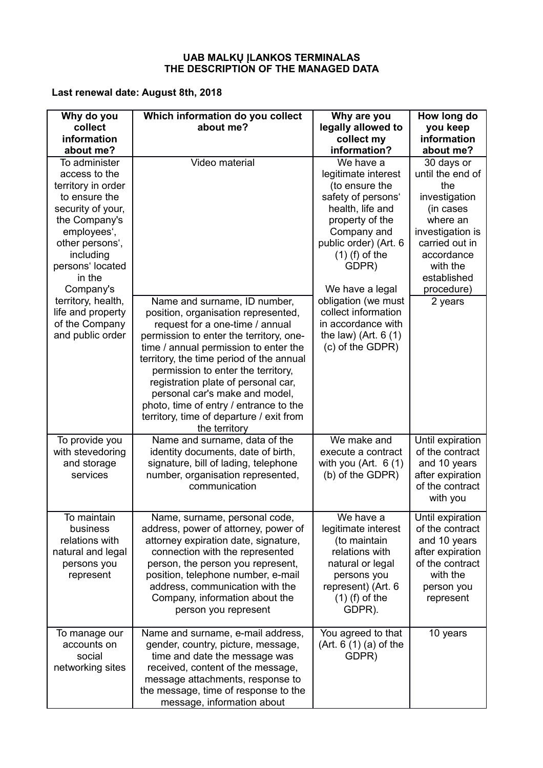**UAB MALKŲ ĮLANKOS TERMINALAS**
**THE DESCRIPTION OF THE MANAGED DATA**

**Last renewal date: August 8th, 2018**

| Why do you collect information about me? | Which information do you collect about me? | Why are you legally allowed to collect my information? | How long do you keep information about me? |
|---|---|---|---|
| To administer access to the territory in order to ensure the security of your, the Company's employees‘, other persons‘, including persons‘ located in the Company's territory, health, life and property of the Company and public order | Video material | We have a legitimate interest (to ensure the safety of persons‘ health, life and property of the Company and public order) (Art. 6 (1) (f) of the GDPR)<br><br>We have a legal obligation (we must collect information in accordance with the law) (Art. 6 (1) (c) of the GDPR) | 30 days or until the end of the investigation (in cases where an investigation is carried out in accordance with the established procedure) |
| | Name and surname, ID number, position, organisation represented, request for a one-time / annual permission to enter the territory, one-time / annual permission to enter the territory, the time period of the annual permission to enter the territory, registration plate of personal car, personal car's make and model, photo, time of entry / entrance to the territory, time of departure / exit from the territory | | 2 years |
| To provide you with stevedoring and storage services | Name and surname, data of the identity documents, date of birth, signature, bill of lading, telephone number, organisation represented, communication | We make and execute a contract with you (Art. 6 (1) (b) of the GDPR) | Until expiration of the contract and 10 years after expiration of the contract with you |
| To maintain business relations with natural and legal persons you represent | Name, surname, personal code, address, power of attorney, power of attorney expiration date, signature, connection with the represented person, the person you represent, position, telephone number, e-mail address, communication with the Company, information about the person you represent | We have a legitimate interest (to maintain relations with natural or legal persons you represent) (Art. 6 (1) (f) of the GDPR). | Until expiration of the contract and 10 years after expiration of the contract with the person you represent |
| To manage our accounts on social networking sites | Name and surname, e-mail address, gender, country, picture, message, time and date the message was received, content of the message, message attachments, response to the message, time of response to the message, information about | You agreed to that (Art. 6 (1) (a) of the GDPR) | 10 years |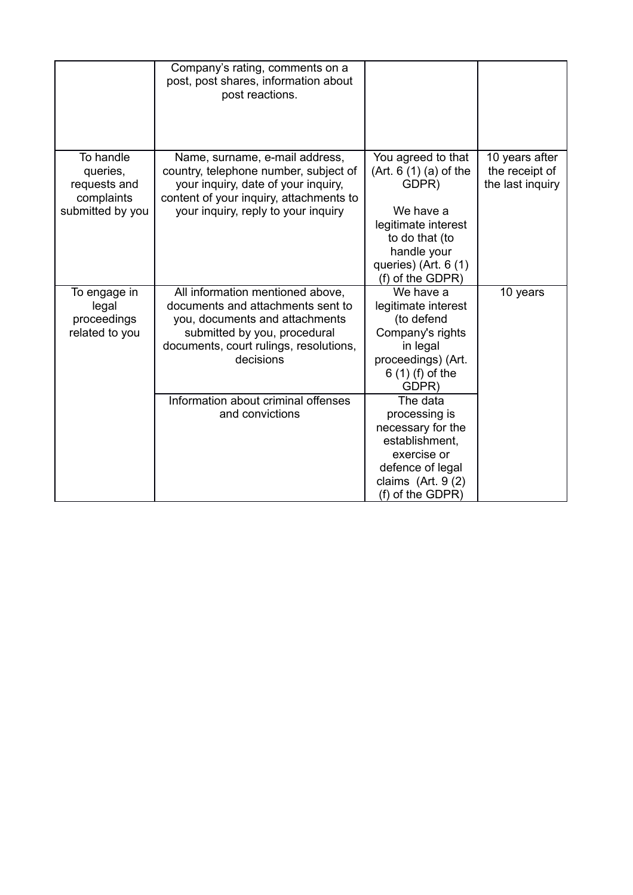| | | | |
|---|---|---|---|
| | Company's rating, comments on a post, post shares, information about post reactions. | | |
| To handle queries, requests and complaints submitted by you | Name, surname, e-mail address, country, telephone number, subject of your inquiry, date of your inquiry, content of your inquiry, attachments to your inquiry, reply to your inquiry | You agreed to that (Art. 6 (1) (a) of the GDPR)<br><br>We have a legitimate interest to do that (to handle your queries) (Art. 6 (1) (f) of the GDPR) | 10 years after the receipt of the last inquiry |
| To engage in legal proceedings related to you | All information mentioned above, documents and attachments sent to you, documents and attachments submitted by you, procedural documents, court rulings, resolutions, decisions | We have a legitimate interest (to defend Company's rights in legal proceedings) (Art. 6 (1) (f) of the GDPR) | 10 years |
| | Information about criminal offenses and convictions | The data processing is necessary for the establishment, exercise or defence of legal claims (Art. 9 (2) (f) of the GDPR) | |